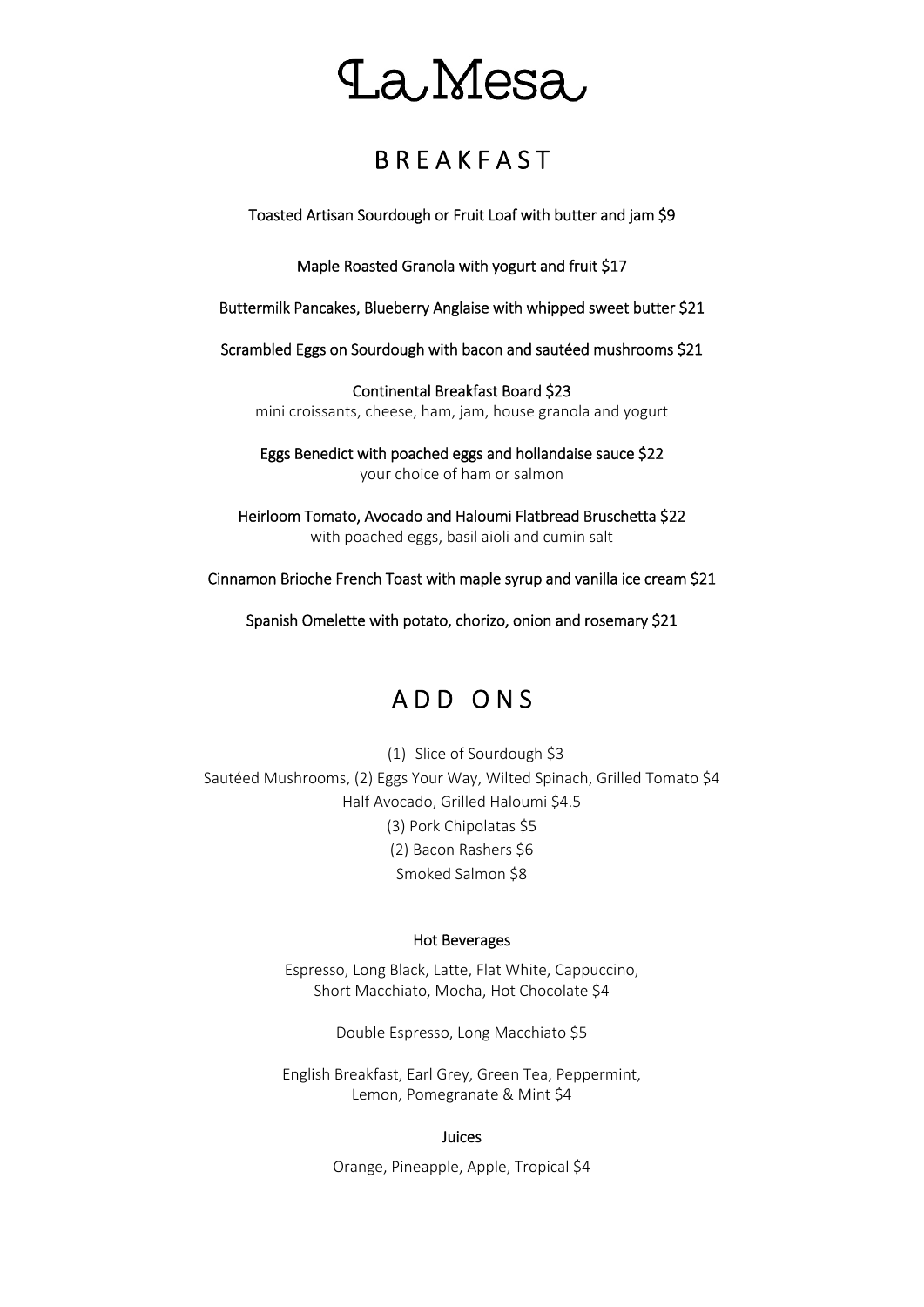# La Mesa

## BREAKFAST

Toasted Artisan Sourdough or Fruit Loaf with butter and jam $9

Maple Roasted Granola with yogurt and fruit $17

Buttermilk Pancakes, Blueberry Anglaise with whipped sweet butter $21

Scrambled Eggs on Sourdough with bacon and sautéed mushrooms $21

Continental Breakfast Board $23
mini croissants, cheese, ham, jam, house granola and yogurt

Eggs Benedict with poached eggs and hollandaise sauce $22
your choice of ham or salmon

Heirloom Tomato, Avocado and Haloumi Flatbread Bruschetta $22
with poached eggs, basil aioli and cumin salt

Cinnamon Brioche French Toast with maple syrup and vanilla ice cream $21

Spanish Omelette with potato, chorizo, onion and rosemary $21

## ADD ONS

(1) Slice of Sourdough $3
Sautéed Mushrooms, (2) Eggs Your Way, Wilted Spinach, Grilled Tomato $4
Half Avocado, Grilled Haloumi $4.5
(3) Pork Chipolatas $5
(2) Bacon Rashers $6
Smoked Salmon $8

### Hot Beverages

Espresso, Long Black, Latte, Flat White, Cappuccino,
Short Macchiato, Mocha, Hot Chocolate $4

Double Espresso, Long Macchiato $5

English Breakfast, Earl Grey, Green Tea, Peppermint,
Lemon, Pomegranate & Mint $4

### Juices

Orange, Pineapple, Apple, Tropical $4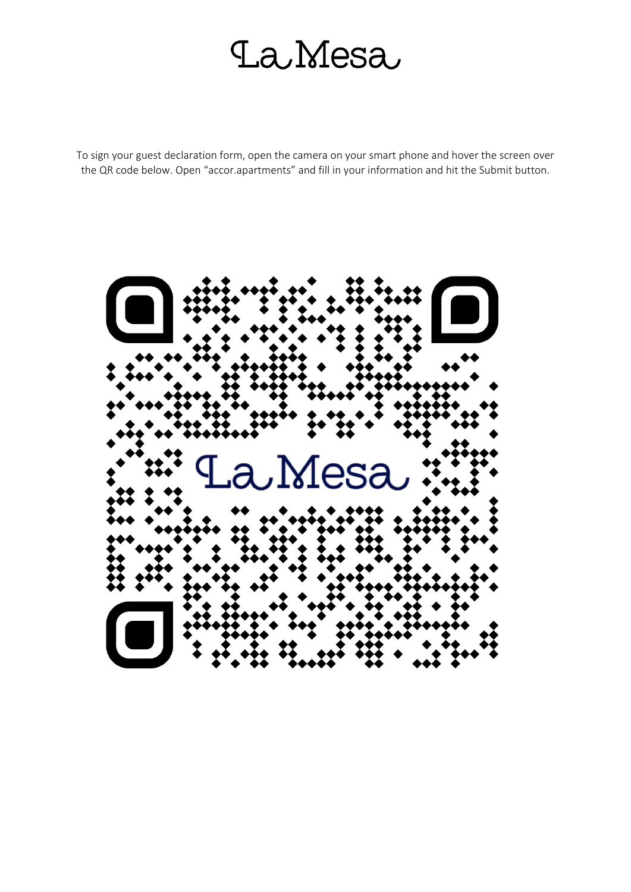# La Mesa

To sign your guest declaration form, open the camera on your smart phone and hover the screen over the QR code below. Open "accor.apartments" and fill in your information and hit the Submit button.